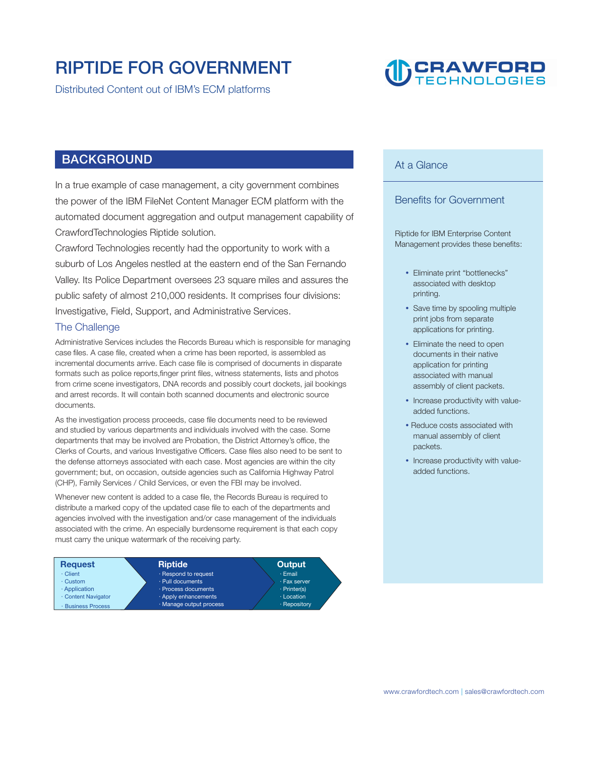# RIPTIDE FOR GOVERNMENT

Distributed Content out of IBM's ECM platforms

CRAWFORD TECHNOLOGIES

## BACKGROUND

In a true example of case management, a city government combines the power of the IBM FileNet Content Manager ECM platform with the automated document aggregation and output management capability of CrawfordTechnologies Riptide solution.

Crawford Technologies recently had the opportunity to work with a suburb of Los Angeles nestled at the eastern end of the San Fernando Valley. Its Police Department oversees 23 square miles and assures the public safety of almost 210,000 residents. It comprises four divisions: Investigative, Field, Support, and Administrative Services.

### The Challenge

Administrative Services includes the Records Bureau which is responsible for managing case files. A case file, created when a crime has been reported, is assembled as incremental documents arrive. Each case file is comprised of documents in disparate formats such as police reports,finger print files, witness statements, lists and photos from crime scene investigators, DNA records and possibly court dockets, jail bookings and arrest records. It will contain both scanned documents and electronic source documents.

As the investigation process proceeds, case file documents need to be reviewed and studied by various departments and individuals involved with the case. Some departments that may be involved are Probation, the District Attorney's office, the Clerks of Courts, and various Investigative Officers. Case files also need to be sent to the defense attorneys associated with each case. Most agencies are within the city government; but, on occasion, outside agencies such as California Highway Patrol (CHP), Family Services / Child Services, or even the FBI may be involved.

Whenever new content is added to a case file, the Records Bureau is required to distribute a marked copy of the updated case file to each of the departments and agencies involved with the investigation and/or case management of the individuals associated with the crime. An especially burdensome requirement is that each copy must carry the unique watermark of the receiving party.

| Request | Riptide | Output |
|---|---|---|
| · Client | · Respond to request | · Email |
| · Custom | · Pull documents | · Fax server |
| · Application | · Process documents | · Printer(s) |
| · Content Navigator | · Apply enhancements | · Location |
| · Business Process | · Manage output process | · Repository |

## At a Glance

### Benefits for Government

Riptide for IBM Enterprise Content Management provides these benefits:

- Eliminate print "bottlenecks" associated with desktop printing.
- Save time by spooling multiple print jobs from separate applications for printing.
- Eliminate the need to open documents in their native application for printing associated with manual assembly of client packets.
- Increase productivity with value-added functions.
- Reduce costs associated with manual assembly of client packets.
- Increase productivity with value-added functions.

www.crawfordtech.com | sales@crawfordtech.com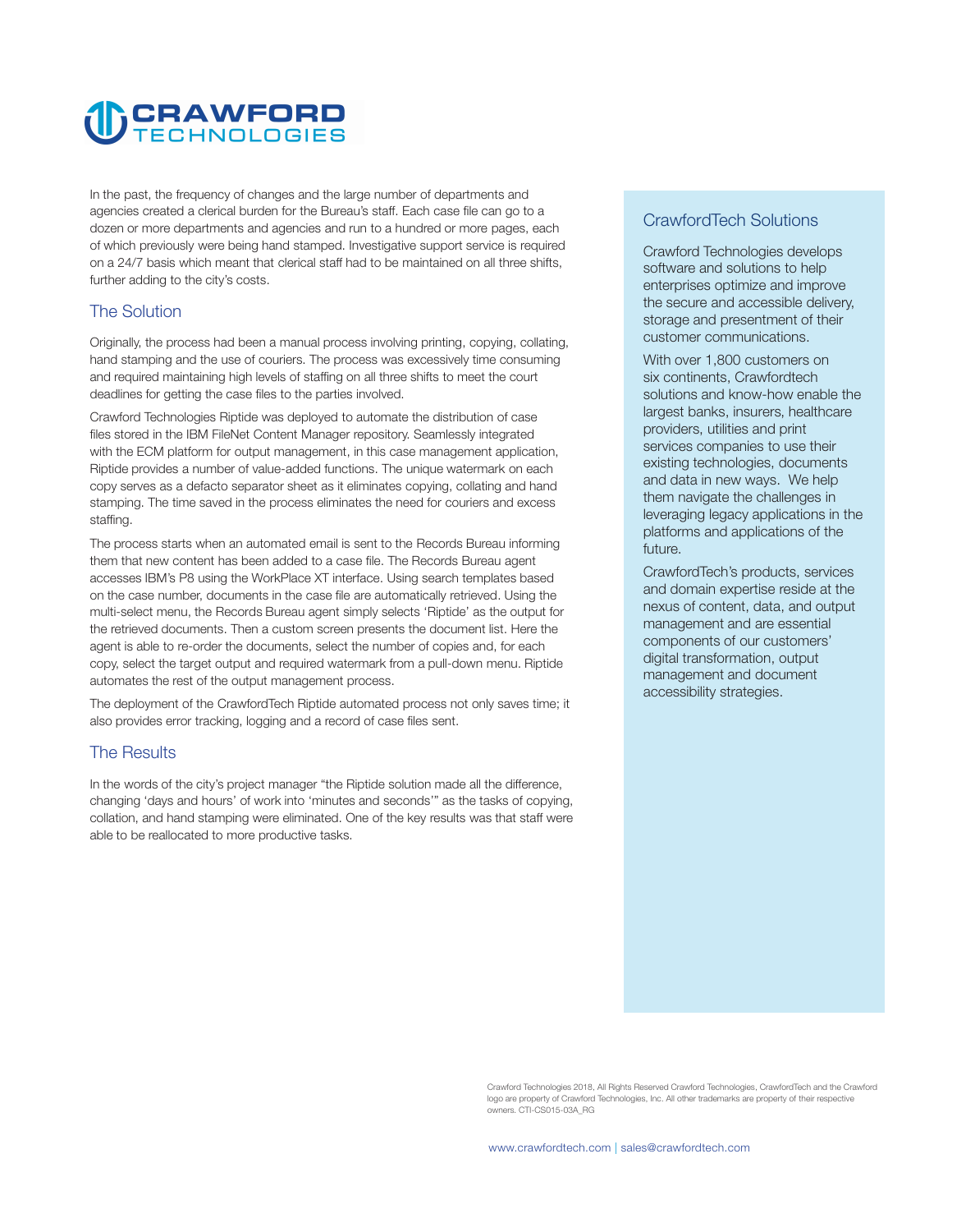In the past, the frequency of changes and the large number of departments and agencies created a clerical burden for the Bureau's staff. Each case file can go to a dozen or more departments and agencies and run to a hundred or more pages, each of which previously were being hand stamped. Investigative support service is required on a 24/7 basis which meant that clerical staff had to be maintained on all three shifts, further adding to the city's costs.

## The Solution

Originally, the process had been a manual process involving printing, copying, collating, hand stamping and the use of couriers. The process was excessively time consuming and required maintaining high levels of staffing on all three shifts to meet the court deadlines for getting the case files to the parties involved.

Crawford Technologies Riptide was deployed to automate the distribution of case files stored in the IBM FileNet Content Manager repository. Seamlessly integrated with the ECM platform for output management, in this case management application, Riptide provides a number of value-added functions. The unique watermark on each copy serves as a defacto separator sheet as it eliminates copying, collating and hand stamping. The time saved in the process eliminates the need for couriers and excess staffing.

The process starts when an automated email is sent to the Records Bureau informing them that new content has been added to a case file. The Records Bureau agent accesses IBM's P8 using the WorkPlace XT interface. Using search templates based on the case number, documents in the case file are automatically retrieved. Using the multi-select menu, the Records Bureau agent simply selects 'Riptide' as the output for the retrieved documents. Then a custom screen presents the document list. Here the agent is able to re-order the documents, select the number of copies and, for each copy, select the target output and required watermark from a pull-down menu. Riptide automates the rest of the output management process.

The deployment of the CrawfordTech Riptide automated process not only saves time; it also provides error tracking, logging and a record of case files sent.

## The Results

In the words of the city's project manager "the Riptide solution made all the difference, changing 'days and hours' of work into 'minutes and seconds'" as the tasks of copying, collation, and hand stamping were eliminated. One of the key results was that staff were able to be reallocated to more productive tasks.

## CrawfordTech Solutions

Crawford Technologies develops software and solutions to help enterprises optimize and improve the secure and accessible delivery, storage and presentment of their customer communications.

With over 1,800 customers on six continents, Crawfordtech solutions and know-how enable the largest banks, insurers, healthcare providers, utilities and print services companies to use their existing technologies, documents and data in new ways. We help them navigate the challenges in leveraging legacy applications in the platforms and applications of the future.

CrawfordTech's products, services and domain expertise reside at the nexus of content, data, and output management and are essential components of our customers' digital transformation, output management and document accessibility strategies.

Crawford Technologies 2018, All Rights Reserved Crawford Technologies, CrawfordTech and the Crawford logo are property of Crawford Technologies, Inc. All other trademarks are property of their respective owners. CTI-CS015-03A_RG

www.crawfordtech.com | sales@crawfordtech.com